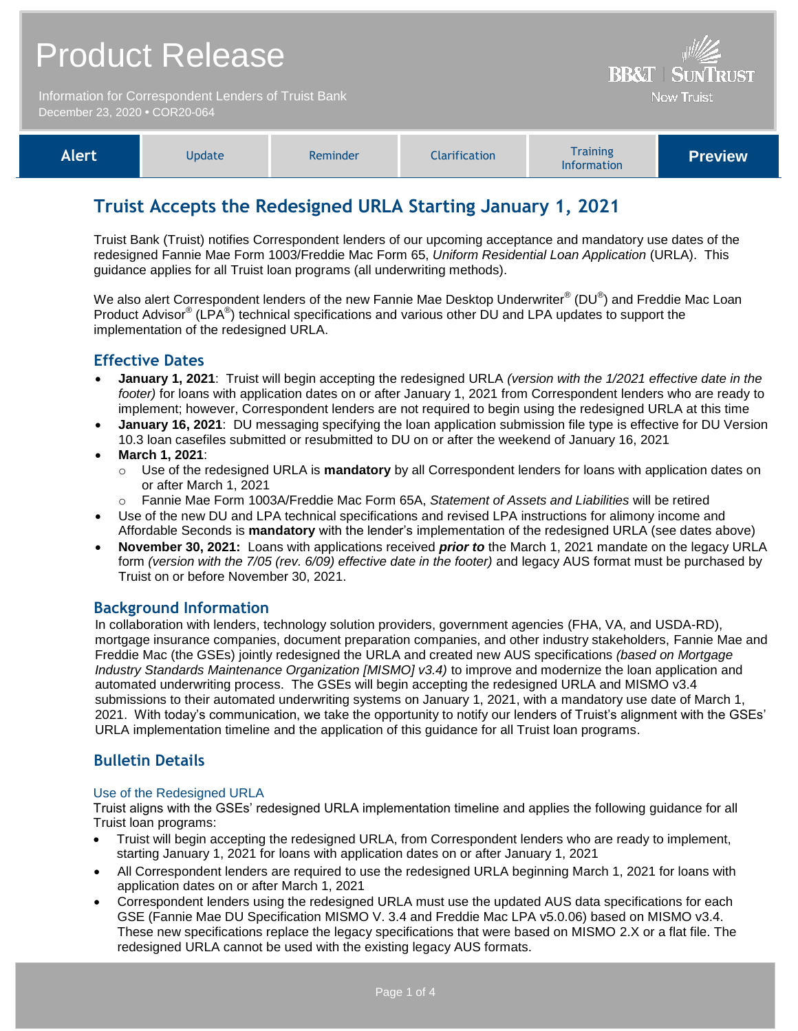# Product Release

Information for Correspondent Lenders of Truist Bank
December 23, 2020 • COR20-064

BB&T | SUNTRUST
Now Truist

| **Alert** | Update | Reminder | Clarification | Training Information | **Preview** |
|---|---|---|---|---|---|

## Truist Accepts the Redesigned URLA Starting January 1, 2021

Truist Bank (Truist) notifies Correspondent lenders of our upcoming acceptance and mandatory use dates of the redesigned Fannie Mae Form 1003/Freddie Mac Form 65, *Uniform Residential Loan Application* (URLA). This guidance applies for all Truist loan programs (all underwriting methods).

We also alert Correspondent lenders of the new Fannie Mae Desktop Underwriter® (DU®) and Freddie Mac Loan Product Advisor® (LPA®) technical specifications and various other DU and LPA updates to support the implementation of the redesigned URLA.

### Effective Dates

- **January 1, 2021**: Truist will begin accepting the redesigned URLA *(version with the 1/2021 effective date in the footer)* for loans with application dates on or after January 1, 2021 from Correspondent lenders who are ready to implement; however, Correspondent lenders are not required to begin using the redesigned URLA at this time
- **January 16, 2021**: DU messaging specifying the loan application submission file type is effective for DU Version 10.3 loan casefiles submitted or resubmitted to DU on or after the weekend of January 16, 2021
- **March 1, 2021**:
  - Use of the redesigned URLA is **mandatory** by all Correspondent lenders for loans with application dates on or after March 1, 2021
  - Fannie Mae Form 1003A/Freddie Mac Form 65A, *Statement of Assets and Liabilities* will be retired
- Use of the new DU and LPA technical specifications and revised LPA instructions for alimony income and Affordable Seconds is **mandatory** with the lender's implementation of the redesigned URLA (see dates above)
- **November 30, 2021:** Loans with applications received ***prior to*** the March 1, 2021 mandate on the legacy URLA form *(version with the 7/05 (rev. 6/09) effective date in the footer)* and legacy AUS format must be purchased by Truist on or before November 30, 2021.

### Background Information

In collaboration with lenders, technology solution providers, government agencies (FHA, VA, and USDA-RD), mortgage insurance companies, document preparation companies, and other industry stakeholders, Fannie Mae and Freddie Mac (the GSEs) jointly redesigned the URLA and created new AUS specifications *(based on Mortgage Industry Standards Maintenance Organization [MISMO] v3.4)* to improve and modernize the loan application and automated underwriting process. The GSEs will begin accepting the redesigned URLA and MISMO v3.4 submissions to their automated underwriting systems on January 1, 2021, with a mandatory use date of March 1, 2021. With today's communication, we take the opportunity to notify our lenders of Truist's alignment with the GSEs' URLA implementation timeline and the application of this guidance for all Truist loan programs.

### Bulletin Details

#### Use of the Redesigned URLA

Truist aligns with the GSEs' redesigned URLA implementation timeline and applies the following guidance for all Truist loan programs:

- Truist will begin accepting the redesigned URLA, from Correspondent lenders who are ready to implement, starting January 1, 2021 for loans with application dates on or after January 1, 2021
- All Correspondent lenders are required to use the redesigned URLA beginning March 1, 2021 for loans with application dates on or after March 1, 2021
- Correspondent lenders using the redesigned URLA must use the updated AUS data specifications for each GSE (Fannie Mae DU Specification MISMO V. 3.4 and Freddie Mac LPA v5.0.06) based on MISMO v3.4. These new specifications replace the legacy specifications that were based on MISMO 2.X or a flat file. The redesigned URLA cannot be used with the existing legacy AUS formats.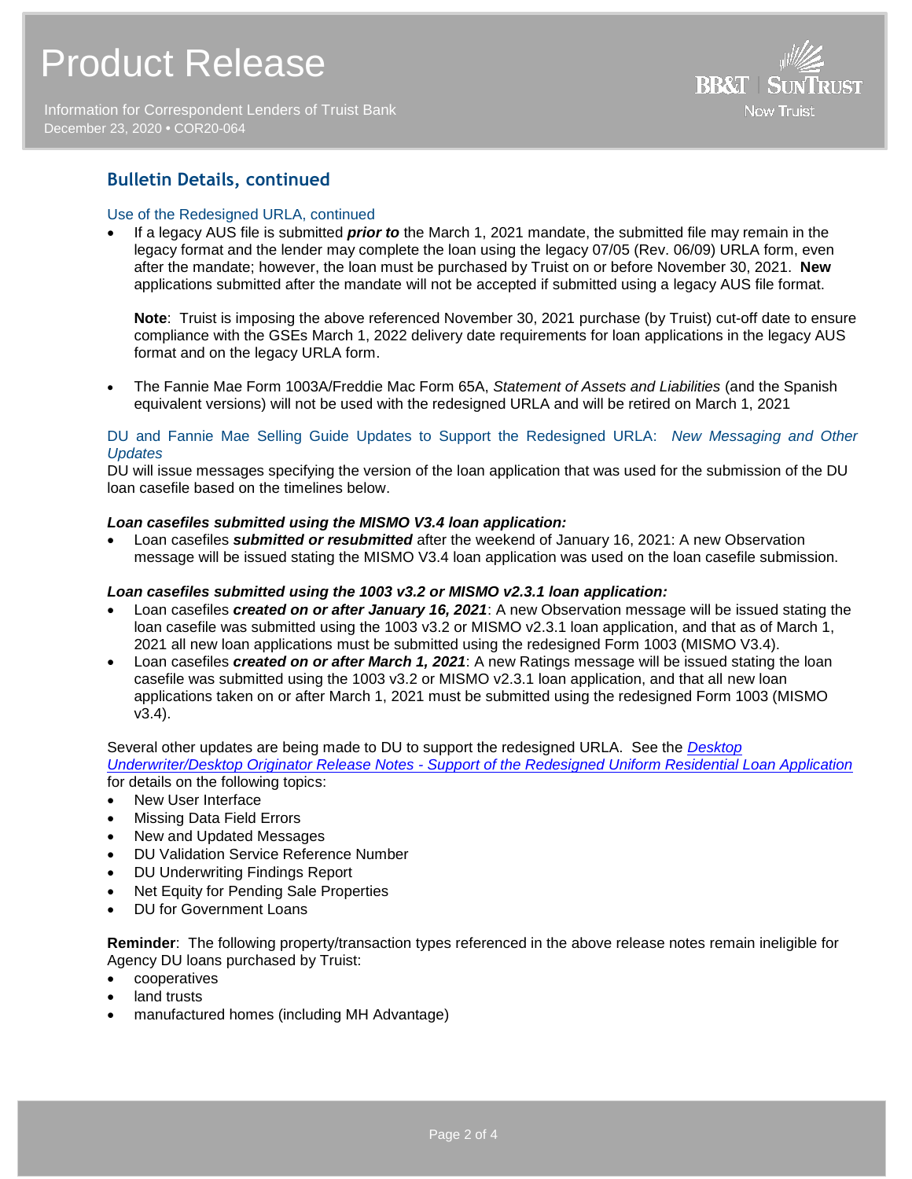## Bulletin Details, continued

### Use of the Redesigned URLA, continued

- If a legacy AUS file is submitted ***prior to*** the March 1, 2021 mandate, the submitted file may remain in the legacy format and the lender may complete the loan using the legacy 07/05 (Rev. 06/09) URLA form, even after the mandate; however, the loan must be purchased by Truist on or before November 30, 2021. **New** applications submitted after the mandate will not be accepted if submitted using a legacy AUS file format.

  **Note**: Truist is imposing the above referenced November 30, 2021 purchase (by Truist) cut-off date to ensure compliance with the GSEs March 1, 2022 delivery date requirements for loan applications in the legacy AUS format and on the legacy URLA form.

- The Fannie Mae Form 1003A/Freddie Mac Form 65A, *Statement of Assets and Liabilities* (and the Spanish equivalent versions) will not be used with the redesigned URLA and will be retired on March 1, 2021

### DU and Fannie Mae Selling Guide Updates to Support the Redesigned URLA: *New Messaging and Other Updates*

DU will issue messages specifying the version of the loan application that was used for the submission of the DU loan casefile based on the timelines below.

***Loan casefiles submitted using the MISMO V3.4 loan application:***

- Loan casefiles ***submitted or resubmitted*** after the weekend of January 16, 2021: A new Observation message will be issued stating the MISMO V3.4 loan application was used on the loan casefile submission.

***Loan casefiles submitted using the 1003 v3.2 or MISMO v2.3.1 loan application:***

- Loan casefiles ***created on or after January 16, 2021***: A new Observation message will be issued stating the loan casefile was submitted using the 1003 v3.2 or MISMO v2.3.1 loan application, and that as of March 1, 2021 all new loan applications must be submitted using the redesigned Form 1003 (MISMO V3.4).
- Loan casefiles ***created on or after March 1, 2021***: A new Ratings message will be issued stating the loan casefile was submitted using the 1003 v3.2 or MISMO v2.3.1 loan application, and that all new loan applications taken on or after March 1, 2021 must be submitted using the redesigned Form 1003 (MISMO v3.4).

Several other updates are being made to DU to support the redesigned URLA. See the *Desktop Underwriter/Desktop Originator Release Notes - Support of the Redesigned Uniform Residential Loan Application* for details on the following topics:

- New User Interface
- Missing Data Field Errors
- New and Updated Messages
- DU Validation Service Reference Number
- DU Underwriting Findings Report
- Net Equity for Pending Sale Properties
- DU for Government Loans

**Reminder**: The following property/transaction types referenced in the above release notes remain ineligible for Agency DU loans purchased by Truist:

- cooperatives
- land trusts
- manufactured homes (including MH Advantage)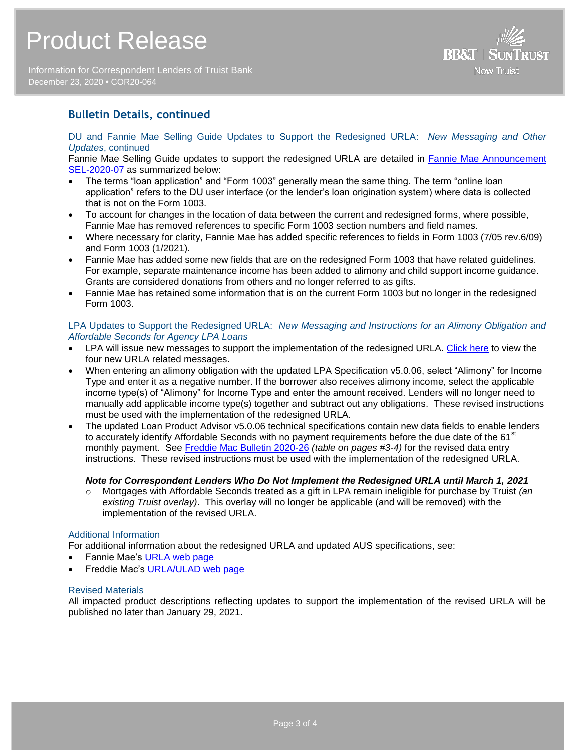## Bulletin Details, continued

### DU and Fannie Mae Selling Guide Updates to Support the Redesigned URLA: *New Messaging and Other Updates*, continued

Fannie Mae Selling Guide updates to support the redesigned URLA are detailed in [Fannie Mae Announcement SEL-2020-07]() as summarized below:

- The terms "loan application" and "Form 1003" generally mean the same thing. The term "online loan application" refers to the DU user interface (or the lender's loan origination system) where data is collected that is not on the Form 1003.
- To account for changes in the location of data between the current and redesigned forms, where possible, Fannie Mae has removed references to specific Form 1003 section numbers and field names.
- Where necessary for clarity, Fannie Mae has added specific references to fields in Form 1003 (7/05 rev.6/09) and Form 1003 (1/2021).
- Fannie Mae has added some new fields that are on the redesigned Form 1003 that have related guidelines. For example, separate maintenance income has been added to alimony and child support income guidance. Grants are considered donations from others and no longer referred to as gifts.
- Fannie Mae has retained some information that is on the current Form 1003 but no longer in the redesigned Form 1003.

### LPA Updates to Support the Redesigned URLA: *New Messaging and Instructions for an Alimony Obligation and Affordable Seconds for Agency LPA Loans*

- LPA will issue new messages to support the implementation of the redesigned URLA. [Click here]() to view the four new URLA related messages.
- When entering an alimony obligation with the updated LPA Specification v5.0.06, select "Alimony" for Income Type and enter it as a negative number. If the borrower also receives alimony income, select the applicable income type(s) of "Alimony" for Income Type and enter the amount received. Lenders will no longer need to manually add applicable income type(s) together and subtract out any obligations. These revised instructions must be used with the implementation of the redesigned URLA.
- The updated Loan Product Advisor v5.0.06 technical specifications contain new data fields to enable lenders to accurately identify Affordable Seconds with no payment requirements before the due date of the 61st monthly payment. See [Freddie Mac Bulletin 2020-26]() *(table on pages #3-4)* for the revised data entry instructions. These revised instructions must be used with the implementation of the redesigned URLA.

***Note for Correspondent Lenders Who Do Not Implement the Redesigned URLA until March 1, 2021***

- Mortgages with Affordable Seconds treated as a gift in LPA remain ineligible for purchase by Truist *(an existing Truist overlay)*. This overlay will no longer be applicable (and will be removed) with the implementation of the revised URLA.

### Additional Information

For additional information about the redesigned URLA and updated AUS specifications, see:

- Fannie Mae's [URLA web page]()
- Freddie Mac's [URLA/ULAD web page]()

### Revised Materials

All impacted product descriptions reflecting updates to support the implementation of the revised URLA will be published no later than January 29, 2021.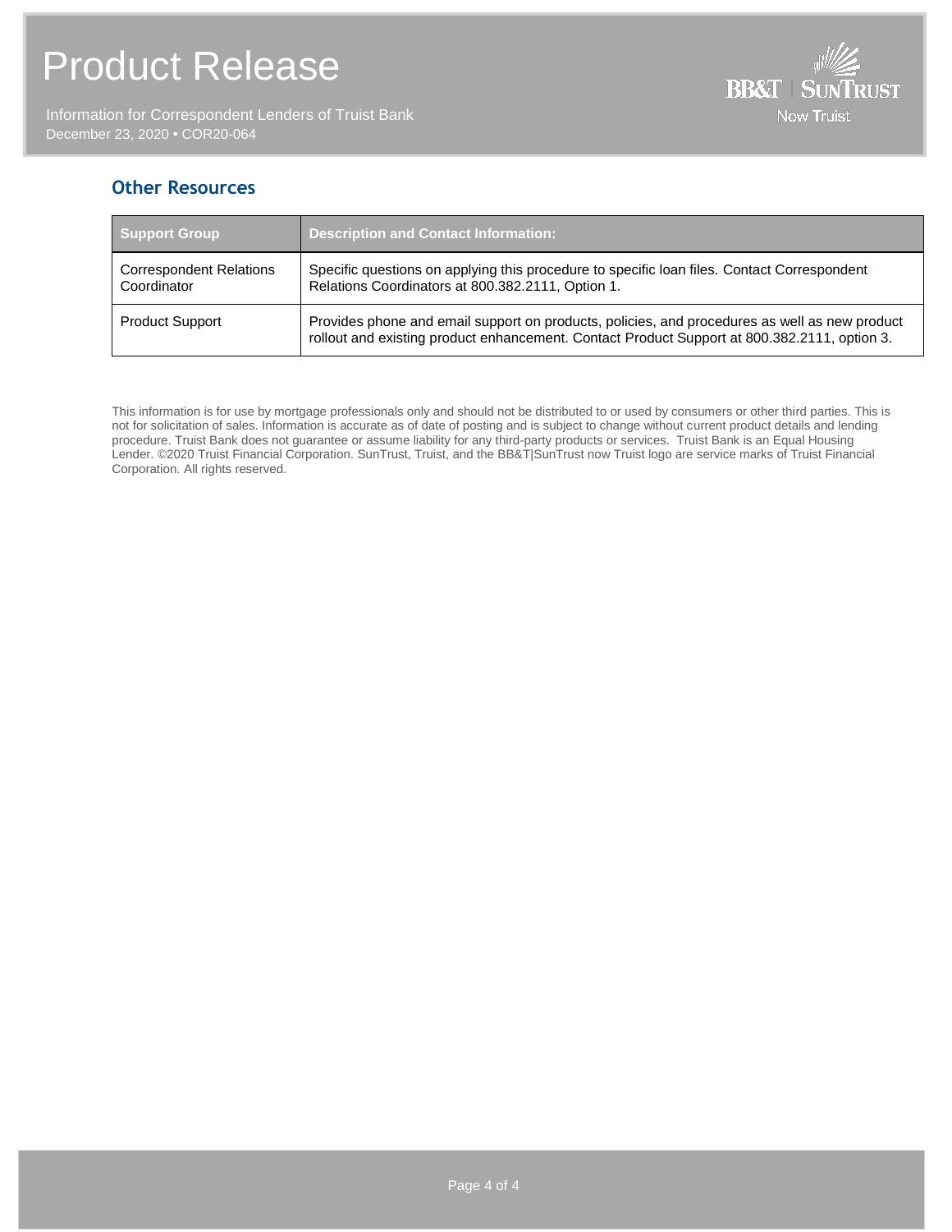## Other Resources

| Support Group | Description and Contact Information: |
| --- | --- |
| Correspondent Relations Coordinator | Specific questions on applying this procedure to specific loan files. Contact Correspondent Relations Coordinators at 800.382.2111, Option 1. |
| Product Support | Provides phone and email support on products, policies, and procedures as well as new product rollout and existing product enhancement. Contact Product Support at 800.382.2111, option 3. |

This information is for use by mortgage professionals only and should not be distributed to or used by consumers or other third parties. This is not for solicitation of sales. Information is accurate as of date of posting and is subject to change without current product details and lending procedure. Truist Bank does not guarantee or assume liability for any third-party products or services. Truist Bank is an Equal Housing Lender. ©2020 Truist Financial Corporation. SunTrust, Truist, and the BB&T|SunTrust now Truist logo are service marks of Truist Financial Corporation. All rights reserved.